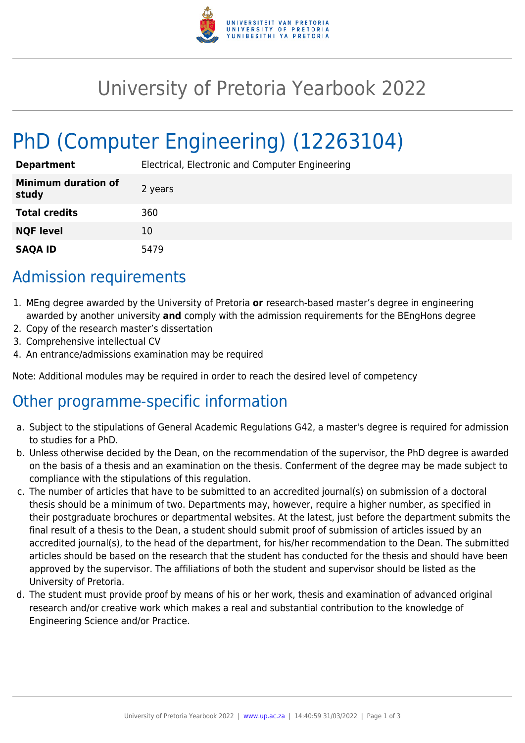# University of Pretoria Yearbook 2022

# PhD (Computer Engineering) (12263104)

| | |
|---|---|
| **Department** | Electrical, Electronic and Computer Engineering |
| **Minimum duration of study** | 2 years |
| **Total credits** | 360 |
| **NQF level** | 10 |
| **SAQA ID** | 5479 |

## Admission requirements

1. MEng degree awarded by the University of Pretoria **or** research-based master's degree in engineering awarded by another university **and** comply with the admission requirements for the BEngHons degree
2. Copy of the research master's dissertation
3. Comprehensive intellectual CV
4. An entrance/admissions examination may be required

Note: Additional modules may be required in order to reach the desired level of competency

## Other programme-specific information

a. Subject to the stipulations of General Academic Regulations G42, a master's degree is required for admission to studies for a PhD.

b. Unless otherwise decided by the Dean, on the recommendation of the supervisor, the PhD degree is awarded on the basis of a thesis and an examination on the thesis. Conferment of the degree may be made subject to compliance with the stipulations of this regulation.

c. The number of articles that have to be submitted to an accredited journal(s) on submission of a doctoral thesis should be a minimum of two. Departments may, however, require a higher number, as specified in their postgraduate brochures or departmental websites. At the latest, just before the department submits the final result of a thesis to the Dean, a student should submit proof of submission of articles issued by an accredited journal(s), to the head of the department, for his/her recommendation to the Dean. The submitted articles should be based on the research that the student has conducted for the thesis and should have been approved by the supervisor. The affiliations of both the student and supervisor should be listed as the University of Pretoria.

d. The student must provide proof by means of his or her work, thesis and examination of advanced original research and/or creative work which makes a real and substantial contribution to the knowledge of Engineering Science and/or Practice.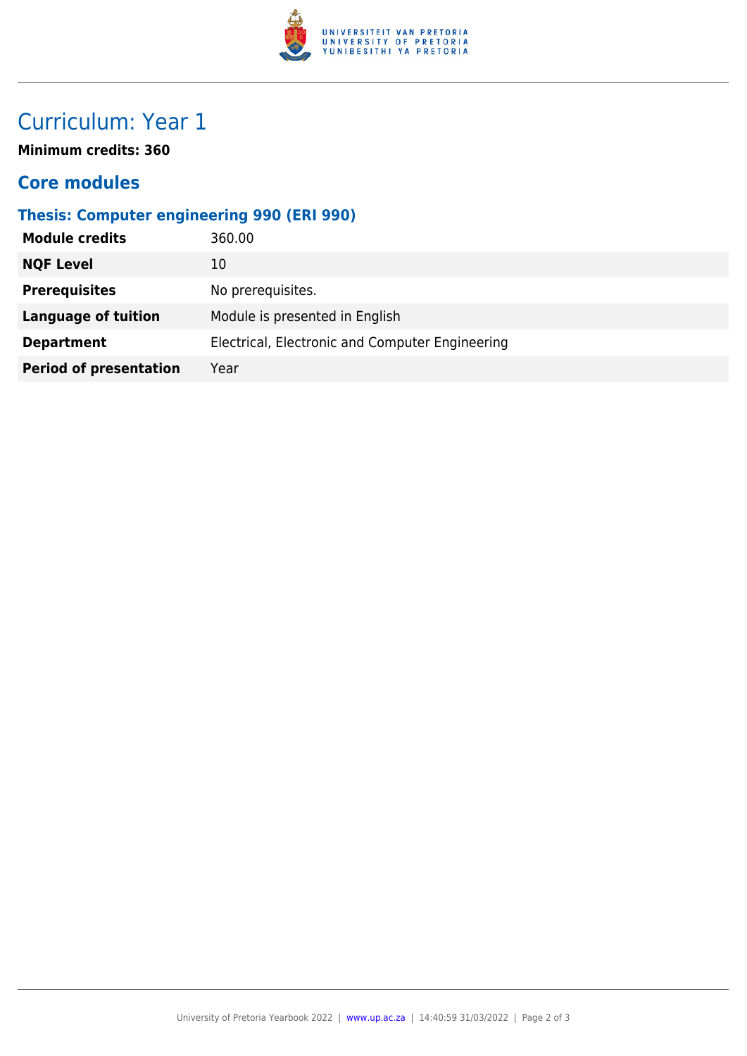# Curriculum: Year 1

**Minimum credits: 360**

## Core modules

### Thesis: Computer engineering 990 (ERI 990)

| | |
|---|---|
| **Module credits** | 360.00 |
| **NQF Level** | 10 |
| **Prerequisites** | No prerequisites. |
| **Language of tuition** | Module is presented in English |
| **Department** | Electrical, Electronic and Computer Engineering |
| **Period of presentation** | Year |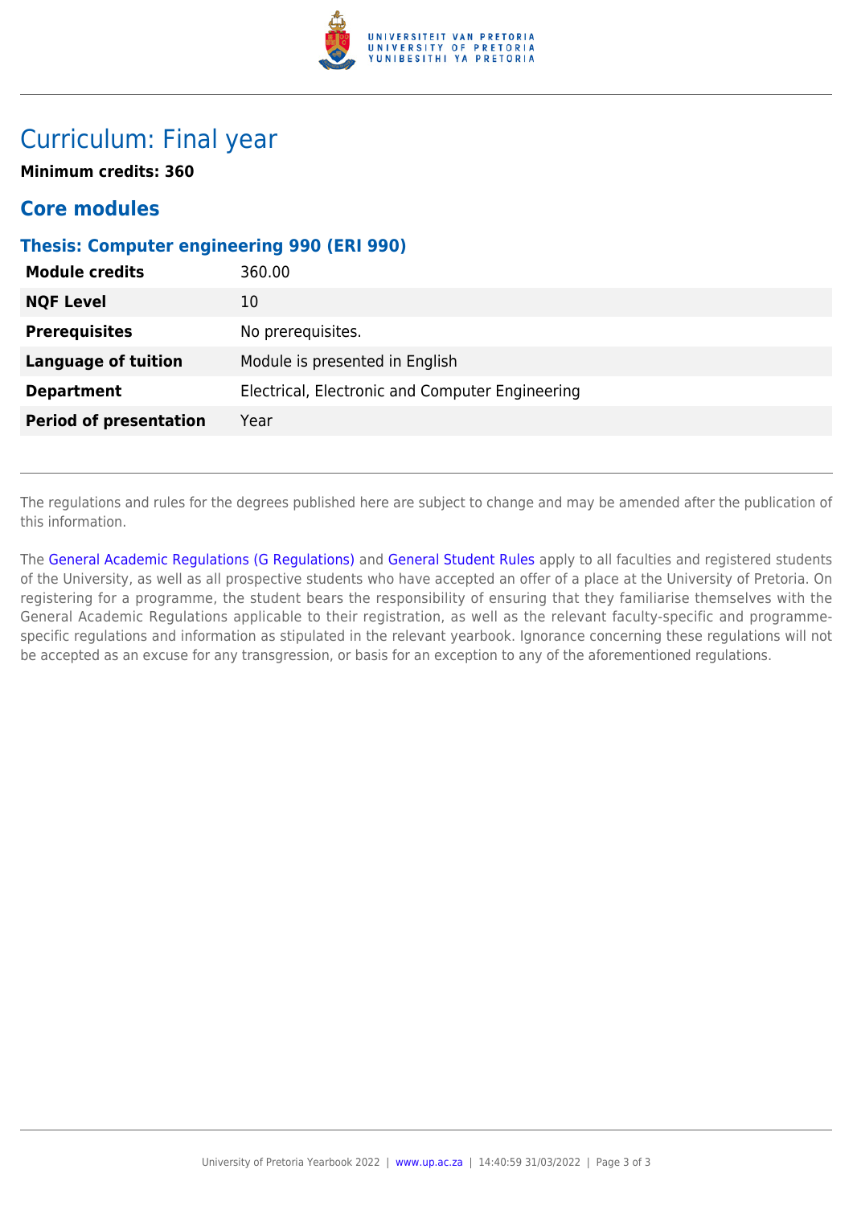## Curriculum: Final year

**Minimum credits: 360**

### Core modules

#### Thesis: Computer engineering 990 (ERI 990)

| | |
|---|---|
| **Module credits** | 360.00 |
| **NQF Level** | 10 |
| **Prerequisites** | No prerequisites. |
| **Language of tuition** | Module is presented in English |
| **Department** | Electrical, Electronic and Computer Engineering |
| **Period of presentation** | Year |

The regulations and rules for the degrees published here are subject to change and may be amended after the publication of this information.

The General Academic Regulations (G Regulations) and General Student Rules apply to all faculties and registered students of the University, as well as all prospective students who have accepted an offer of a place at the University of Pretoria. On registering for a programme, the student bears the responsibility of ensuring that they familiarise themselves with the General Academic Regulations applicable to their registration, as well as the relevant faculty-specific and programme-specific regulations and information as stipulated in the relevant yearbook. Ignorance concerning these regulations will not be accepted as an excuse for any transgression, or basis for an exception to any of the aforementioned regulations.